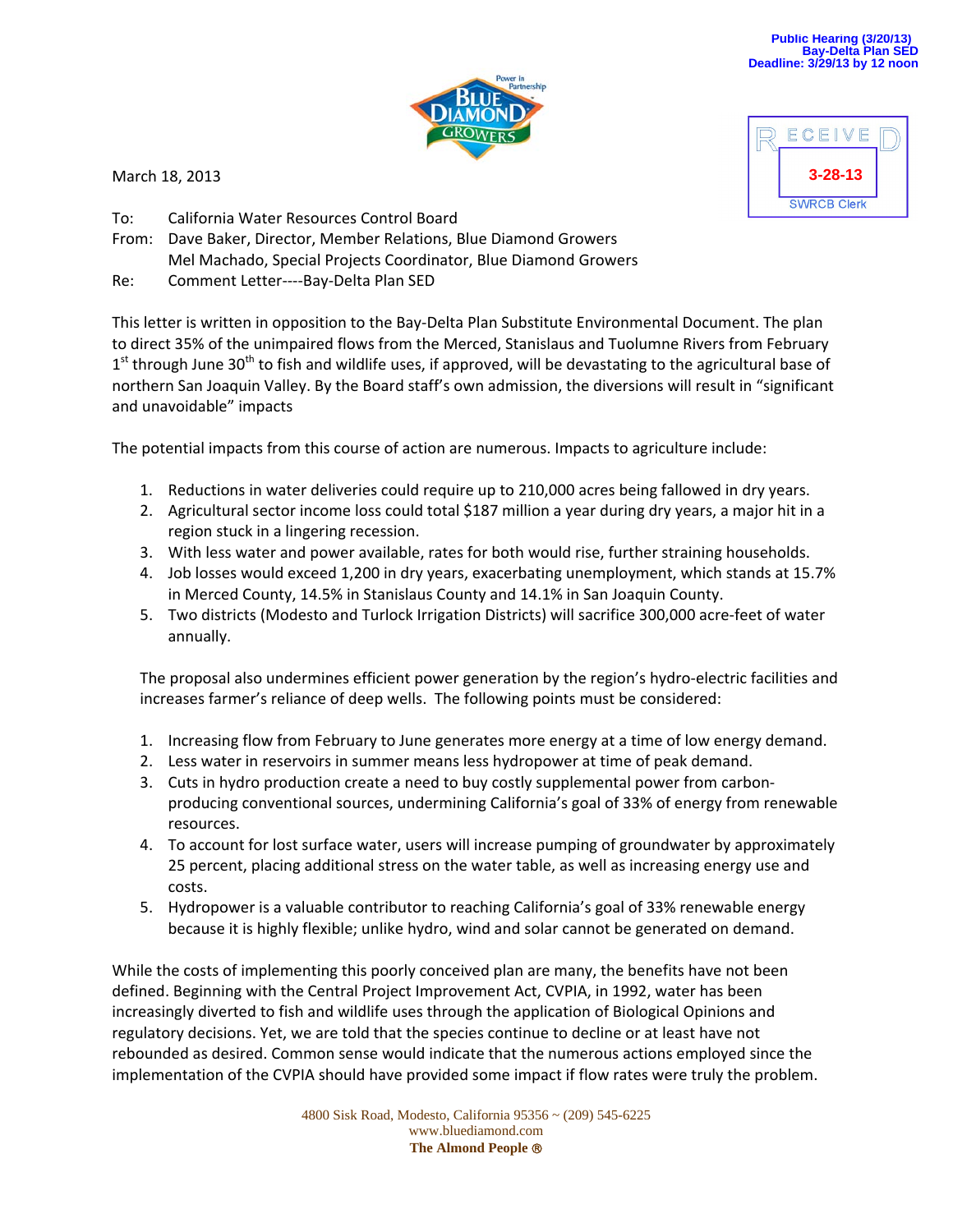Public Hearing (3/20/13)
Bay-Delta Plan SED
Deadline: 3/29/13 by 12 noon

RECEIVED
3-28-13
SWRCB Clerk

March 18, 2013

To: California Water Resources Control Board
From: Dave Baker, Director, Member Relations, Blue Diamond Growers
Mel Machado, Special Projects Coordinator, Blue Diamond Growers
Re: Comment Letter----Bay-Delta Plan SED

This letter is written in opposition to the Bay-Delta Plan Substitute Environmental Document. The plan to direct 35% of the unimpaired flows from the Merced, Stanislaus and Tuolumne Rivers from February 1st through June 30th to fish and wildlife uses, if approved, will be devastating to the agricultural base of northern San Joaquin Valley. By the Board staff's own admission, the diversions will result in "significant and unavoidable" impacts

The potential impacts from this course of action are numerous. Impacts to agriculture include:

1. Reductions in water deliveries could require up to 210,000 acres being fallowed in dry years.
2. Agricultural sector income loss could total $187 million a year during dry years, a major hit in a region stuck in a lingering recession.
3. With less water and power available, rates for both would rise, further straining households.
4. Job losses would exceed 1,200 in dry years, exacerbating unemployment, which stands at 15.7% in Merced County, 14.5% in Stanislaus County and 14.1% in San Joaquin County.
5. Two districts (Modesto and Turlock Irrigation Districts) will sacrifice 300,000 acre-feet of water annually.

The proposal also undermines efficient power generation by the region's hydro-electric facilities and increases farmer's reliance of deep wells. The following points must be considered:

1. Increasing flow from February to June generates more energy at a time of low energy demand.
2. Less water in reservoirs in summer means less hydropower at time of peak demand.
3. Cuts in hydro production create a need to buy costly supplemental power from carbon-producing conventional sources, undermining California's goal of 33% of energy from renewable resources.
4. To account for lost surface water, users will increase pumping of groundwater by approximately 25 percent, placing additional stress on the water table, as well as increasing energy use and costs.
5. Hydropower is a valuable contributor to reaching California's goal of 33% renewable energy because it is highly flexible; unlike hydro, wind and solar cannot be generated on demand.

While the costs of implementing this poorly conceived plan are many, the benefits have not been defined. Beginning with the Central Project Improvement Act, CVPIA, in 1992, water has been increasingly diverted to fish and wildlife uses through the application of Biological Opinions and regulatory decisions. Yet, we are told that the species continue to decline or at least have not rebounded as desired. Common sense would indicate that the numerous actions employed since the implementation of the CVPIA should have provided some impact if flow rates were truly the problem.

4800 Sisk Road, Modesto, California 95356 ~ (209) 545-6225
www.bluediamond.com
**The Almond People ®**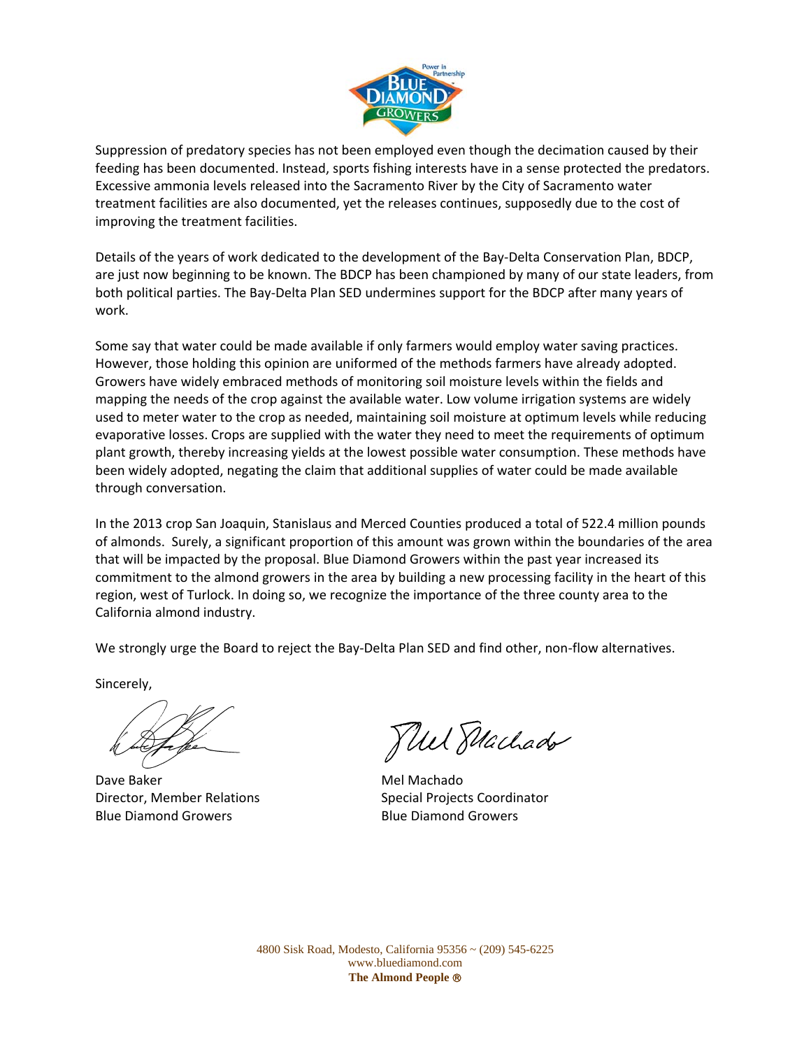Suppression of predatory species has not been employed even though the decimation caused by their feeding has been documented. Instead, sports fishing interests have in a sense protected the predators. Excessive ammonia levels released into the Sacramento River by the City of Sacramento water treatment facilities are also documented, yet the releases continues, supposedly due to the cost of improving the treatment facilities.

Details of the years of work dedicated to the development of the Bay-Delta Conservation Plan, BDCP, are just now beginning to be known. The BDCP has been championed by many of our state leaders, from both political parties. The Bay-Delta Plan SED undermines support for the BDCP after many years of work.

Some say that water could be made available if only farmers would employ water saving practices. However, those holding this opinion are uniformed of the methods farmers have already adopted. Growers have widely embraced methods of monitoring soil moisture levels within the fields and mapping the needs of the crop against the available water. Low volume irrigation systems are widely used to meter water to the crop as needed, maintaining soil moisture at optimum levels while reducing evaporative losses. Crops are supplied with the water they need to meet the requirements of optimum plant growth, thereby increasing yields at the lowest possible water consumption. These methods have been widely adopted, negating the claim that additional supplies of water could be made available through conversation.

In the 2013 crop San Joaquin, Stanislaus and Merced Counties produced a total of 522.4 million pounds of almonds. Surely, a significant proportion of this amount was grown within the boundaries of the area that will be impacted by the proposal. Blue Diamond Growers within the past year increased its commitment to the almond growers in the area by building a new processing facility in the heart of this region, west of Turlock. In doing so, we recognize the importance of the three county area to the California almond industry.

We strongly urge the Board to reject the Bay-Delta Plan SED and find other, non-flow alternatives.

Sincerely,

Dave Baker
Director, Member Relations
Blue Diamond Growers

Mel Machado
Special Projects Coordinator
Blue Diamond Growers

4800 Sisk Road, Modesto, California 95356 ~ (209) 545-6225
www.bluediamond.com
**The Almond People ®**